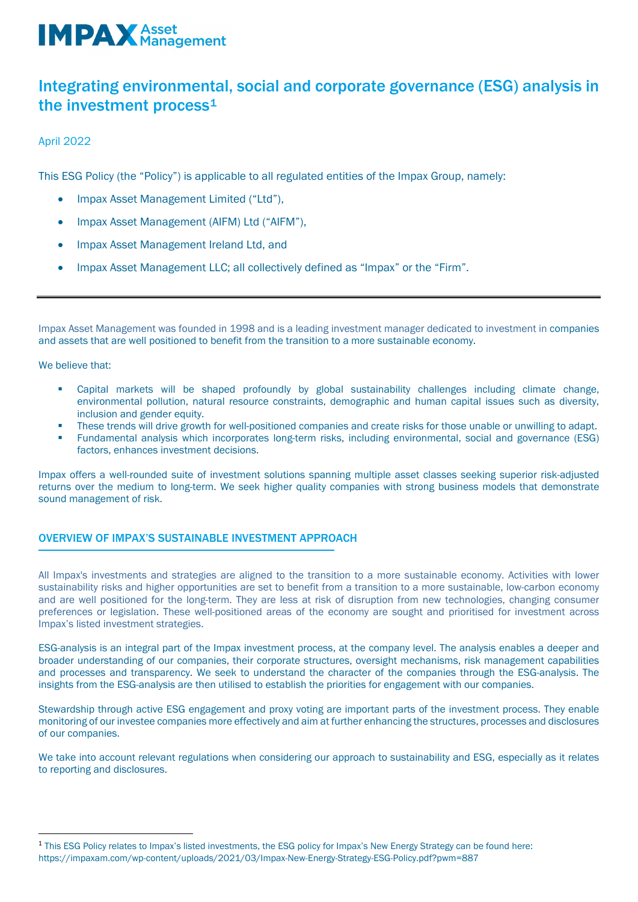# Integrating environmental, social and corporate governance (ESG) analysis in the investment process[1]

April 2022

This ESG Policy (the "Policy") is applicable to all regulated entities of the Impax Group, namely:

- Impax Asset Management Limited ("Ltd"),
- Impax Asset Management (AIFM) Ltd ("AIFM"),
- Impax Asset Management Ireland Ltd, and
- Impax Asset Management LLC; all collectively defined as "Impax" or the "Firm".

---

Impax Asset Management was founded in 1998 and is a leading investment manager dedicated to investment in companies and assets that are well positioned to benefit from the transition to a more sustainable economy.

We believe that:

- Capital markets will be shaped profoundly by global sustainability challenges including climate change, environmental pollution, natural resource constraints, demographic and human capital issues such as diversity, inclusion and gender equity.
- These trends will drive growth for well-positioned companies and create risks for those unable or unwilling to adapt.
- Fundamental analysis which incorporates long-term risks, including environmental, social and governance (ESG) factors, enhances investment decisions.

Impax offers a well-rounded suite of investment solutions spanning multiple asset classes seeking superior risk-adjusted returns over the medium to long-term. We seek higher quality companies with strong business models that demonstrate sound management of risk.

## OVERVIEW OF IMPAX'S SUSTAINABLE INVESTMENT APPROACH

All Impax's investments and strategies are aligned to the transition to a more sustainable economy. Activities with lower sustainability risks and higher opportunities are set to benefit from a transition to a more sustainable, low-carbon economy and are well positioned for the long-term. They are less at risk of disruption from new technologies, changing consumer preferences or legislation. These well-positioned areas of the economy are sought and prioritised for investment across Impax's listed investment strategies.

ESG-analysis is an integral part of the Impax investment process, at the company level. The analysis enables a deeper and broader understanding of our companies, their corporate structures, oversight mechanisms, risk management capabilities and processes and transparency. We seek to understand the character of the companies through the ESG-analysis. The insights from the ESG-analysis are then utilised to establish the priorities for engagement with our companies.

Stewardship through active ESG engagement and proxy voting are important parts of the investment process. They enable monitoring of our investee companies more effectively and aim at further enhancing the structures, processes and disclosures of our companies.

We take into account relevant regulations when considering our approach to sustainability and ESG, especially as it relates to reporting and disclosures.

---

[1] This ESG Policy relates to Impax's listed investments, the ESG policy for Impax's New Energy Strategy can be found here: https://impaxam.com/wp-content/uploads/2021/03/Impax-New-Energy-Strategy-ESG-Policy.pdf?pwm=887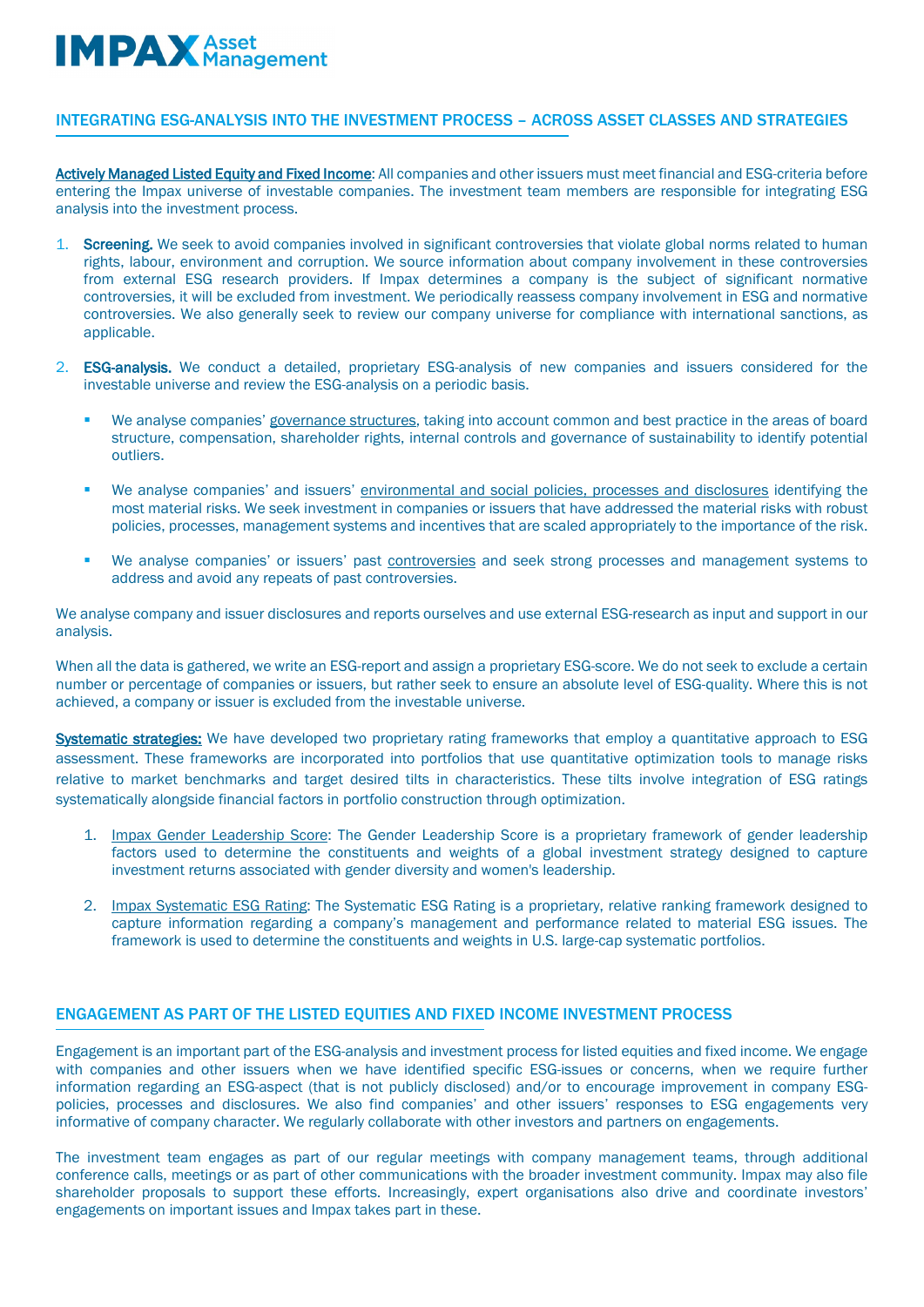## INTEGRATING ESG-ANALYSIS INTO THE INVESTMENT PROCESS – ACROSS ASSET CLASSES AND STRATEGIES

**Actively Managed Listed Equity and Fixed Income**: All companies and other issuers must meet financial and ESG-criteria before entering the Impax universe of investable companies. The investment team members are responsible for integrating ESG analysis into the investment process.

1. **Screening.** We seek to avoid companies involved in significant controversies that violate global norms related to human rights, labour, environment and corruption. We source information about company involvement in these controversies from external ESG research providers. If Impax determines a company is the subject of significant normative controversies, it will be excluded from investment. We periodically reassess company involvement in ESG and normative controversies. We also generally seek to review our company universe for compliance with international sanctions, as applicable.

2. **ESG-analysis.** We conduct a detailed, proprietary ESG-analysis of new companies and issuers considered for the investable universe and review the ESG-analysis on a periodic basis.

   - We analyse companies' governance structures, taking into account common and best practice in the areas of board structure, compensation, shareholder rights, internal controls and governance of sustainability to identify potential outliers.
   - We analyse companies' and issuers' environmental and social policies, processes and disclosures identifying the most material risks. We seek investment in companies or issuers that have addressed the material risks with robust policies, processes, management systems and incentives that are scaled appropriately to the importance of the risk.
   - We analyse companies' or issuers' past controversies and seek strong processes and management systems to address and avoid any repeats of past controversies.

We analyse company and issuer disclosures and reports ourselves and use external ESG-research as input and support in our analysis.

When all the data is gathered, we write an ESG-report and assign a proprietary ESG-score. We do not seek to exclude a certain number or percentage of companies or issuers, but rather seek to ensure an absolute level of ESG-quality. Where this is not achieved, a company or issuer is excluded from the investable universe.

**Systematic strategies:** We have developed two proprietary rating frameworks that employ a quantitative approach to ESG assessment. These frameworks are incorporated into portfolios that use quantitative optimization tools to manage risks relative to market benchmarks and target desired tilts in characteristics. These tilts involve integration of ESG ratings systematically alongside financial factors in portfolio construction through optimization.

1. Impax Gender Leadership Score: The Gender Leadership Score is a proprietary framework of gender leadership factors used to determine the constituents and weights of a global investment strategy designed to capture investment returns associated with gender diversity and women's leadership.

2. Impax Systematic ESG Rating: The Systematic ESG Rating is a proprietary, relative ranking framework designed to capture information regarding a company's management and performance related to material ESG issues. The framework is used to determine the constituents and weights in U.S. large-cap systematic portfolios.

## ENGAGEMENT AS PART OF THE LISTED EQUITIES AND FIXED INCOME INVESTMENT PROCESS

Engagement is an important part of the ESG-analysis and investment process for listed equities and fixed income. We engage with companies and other issuers when we have identified specific ESG-issues or concerns, when we require further information regarding an ESG-aspect (that is not publicly disclosed) and/or to encourage improvement in company ESG-policies, processes and disclosures. We also find companies' and other issuers' responses to ESG engagements very informative of company character. We regularly collaborate with other investors and partners on engagements.

The investment team engages as part of our regular meetings with company management teams, through additional conference calls, meetings or as part of other communications with the broader investment community. Impax may also file shareholder proposals to support these efforts. Increasingly, expert organisations also drive and coordinate investors' engagements on important issues and Impax takes part in these.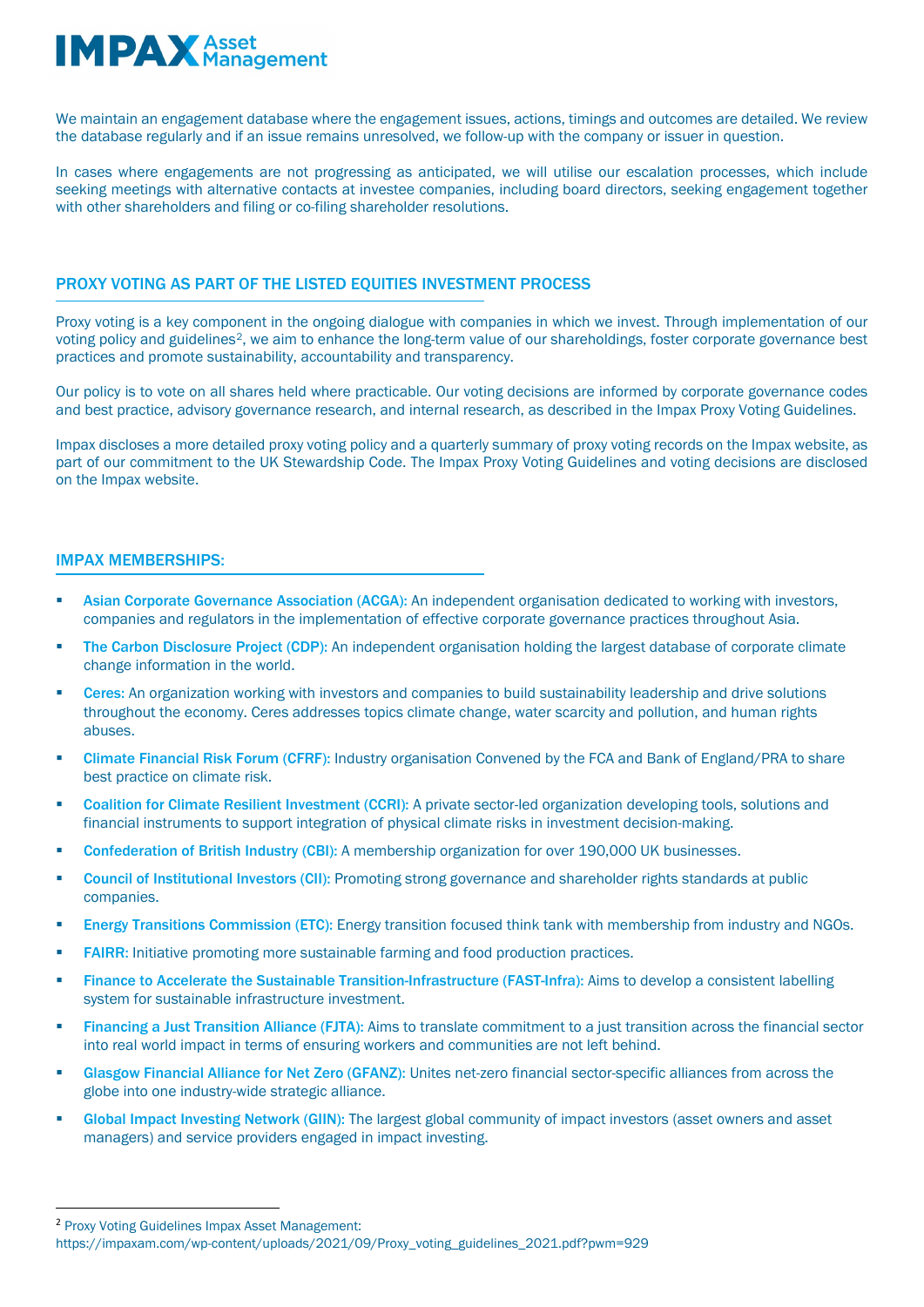We maintain an engagement database where the engagement issues, actions, timings and outcomes are detailed. We review the database regularly and if an issue remains unresolved, we follow-up with the company or issuer in question.

In cases where engagements are not progressing as anticipated, we will utilise our escalation processes, which include seeking meetings with alternative contacts at investee companies, including board directors, seeking engagement together with other shareholders and filing or co-filing shareholder resolutions.

## PROXY VOTING AS PART OF THE LISTED EQUITIES INVESTMENT PROCESS

Proxy voting is a key component in the ongoing dialogue with companies in which we invest. Through implementation of our voting policy and guidelines[2], we aim to enhance the long-term value of our shareholdings, foster corporate governance best practices and promote sustainability, accountability and transparency.

Our policy is to vote on all shares held where practicable. Our voting decisions are informed by corporate governance codes and best practice, advisory governance research, and internal research, as described in the Impax Proxy Voting Guidelines.

Impax discloses a more detailed proxy voting policy and a quarterly summary of proxy voting records on the Impax website, as part of our commitment to the UK Stewardship Code. The Impax Proxy Voting Guidelines and voting decisions are disclosed on the Impax website.

## IMPAX MEMBERSHIPS:

- **Asian Corporate Governance Association (ACGA):** An independent organisation dedicated to working with investors, companies and regulators in the implementation of effective corporate governance practices throughout Asia.
- **The Carbon Disclosure Project (CDP):** An independent organisation holding the largest database of corporate climate change information in the world.
- **Ceres:** An organization working with investors and companies to build sustainability leadership and drive solutions throughout the economy. Ceres addresses topics climate change, water scarcity and pollution, and human rights abuses.
- **Climate Financial Risk Forum (CFRF):** Industry organisation Convened by the FCA and Bank of England/PRA to share best practice on climate risk.
- **Coalition for Climate Resilient Investment (CCRI):** A private sector-led organization developing tools, solutions and financial instruments to support integration of physical climate risks in investment decision-making.
- **Confederation of British Industry (CBI):** A membership organization for over 190,000 UK businesses.
- **Council of Institutional Investors (CII):** Promoting strong governance and shareholder rights standards at public companies.
- **Energy Transitions Commission (ETC):** Energy transition focused think tank with membership from industry and NGOs.
- **FAIRR:** Initiative promoting more sustainable farming and food production practices.
- **Finance to Accelerate the Sustainable Transition-Infrastructure (FAST-Infra):** Aims to develop a consistent labelling system for sustainable infrastructure investment.
- **Financing a Just Transition Alliance (FJTA):** Aims to translate commitment to a just transition across the financial sector into real world impact in terms of ensuring workers and communities are not left behind.
- **Glasgow Financial Alliance for Net Zero (GFANZ):** Unites net-zero financial sector-specific alliances from across the globe into one industry-wide strategic alliance.
- **Global Impact Investing Network (GIIN):** The largest global community of impact investors (asset owners and asset managers) and service providers engaged in impact investing.

---

[2] Proxy Voting Guidelines Impax Asset Management: https://impaxam.com/wp-content/uploads/2021/09/Proxy_voting_guidelines_2021.pdf?pwm=929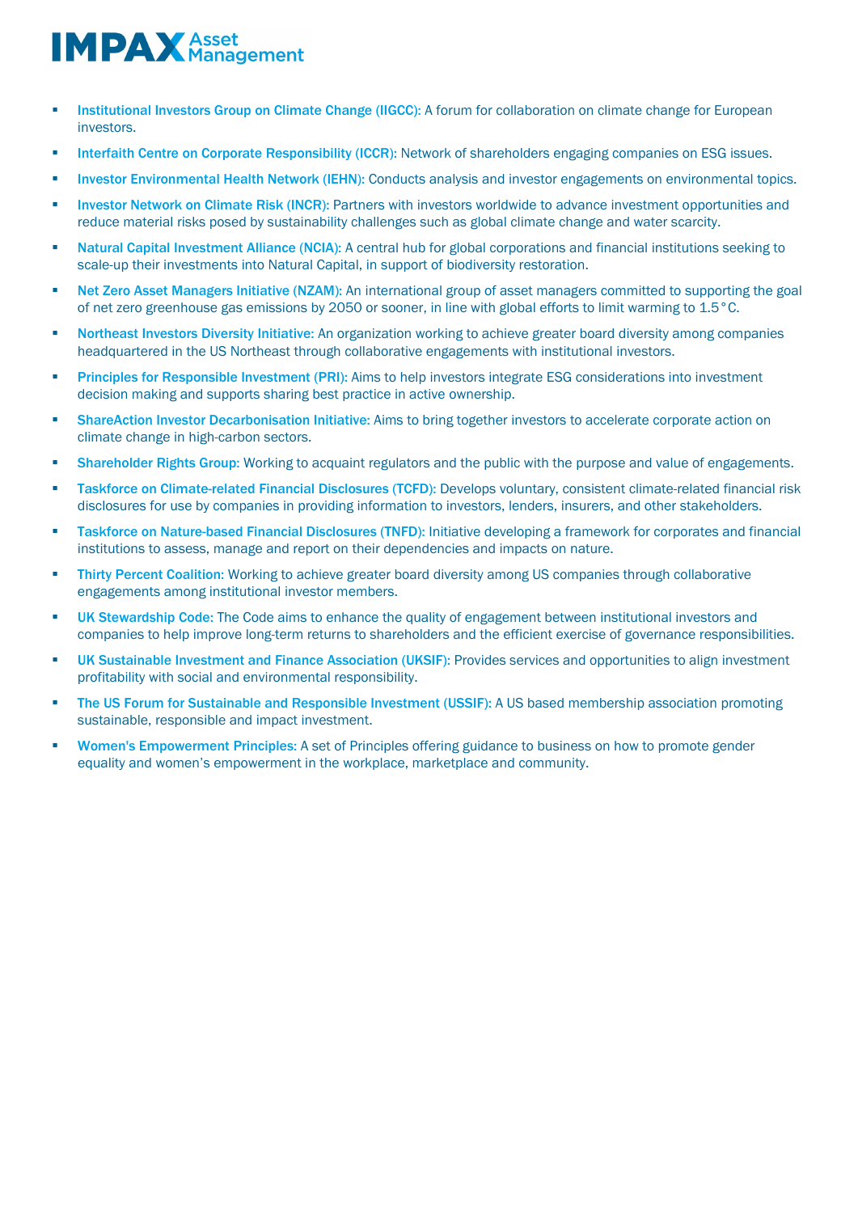- **Institutional Investors Group on Climate Change (IIGCC):** A forum for collaboration on climate change for European investors.
- **Interfaith Centre on Corporate Responsibility (ICCR):** Network of shareholders engaging companies on ESG issues.
- **Investor Environmental Health Network (IEHN):** Conducts analysis and investor engagements on environmental topics.
- **Investor Network on Climate Risk (INCR):** Partners with investors worldwide to advance investment opportunities and reduce material risks posed by sustainability challenges such as global climate change and water scarcity.
- **Natural Capital Investment Alliance (NCIA):** A central hub for global corporations and financial institutions seeking to scale-up their investments into Natural Capital, in support of biodiversity restoration.
- **Net Zero Asset Managers Initiative (NZAM):** An international group of asset managers committed to supporting the goal of net zero greenhouse gas emissions by 2050 or sooner, in line with global efforts to limit warming to 1.5°C.
- **Northeast Investors Diversity Initiative:** An organization working to achieve greater board diversity among companies headquartered in the US Northeast through collaborative engagements with institutional investors.
- **Principles for Responsible Investment (PRI):** Aims to help investors integrate ESG considerations into investment decision making and supports sharing best practice in active ownership.
- **ShareAction Investor Decarbonisation Initiative:** Aims to bring together investors to accelerate corporate action on climate change in high-carbon sectors.
- **Shareholder Rights Group:** Working to acquaint regulators and the public with the purpose and value of engagements.
- **Taskforce on Climate-related Financial Disclosures (TCFD):** Develops voluntary, consistent climate-related financial risk disclosures for use by companies in providing information to investors, lenders, insurers, and other stakeholders.
- **Taskforce on Nature-based Financial Disclosures (TNFD):** Initiative developing a framework for corporates and financial institutions to assess, manage and report on their dependencies and impacts on nature.
- **Thirty Percent Coalition:** Working to achieve greater board diversity among US companies through collaborative engagements among institutional investor members.
- **UK Stewardship Code:** The Code aims to enhance the quality of engagement between institutional investors and companies to help improve long-term returns to shareholders and the efficient exercise of governance responsibilities.
- **UK Sustainable Investment and Finance Association (UKSIF):** Provides services and opportunities to align investment profitability with social and environmental responsibility.
- **The US Forum for Sustainable and Responsible Investment (USSIF):** A US based membership association promoting sustainable, responsible and impact investment.
- **Women's Empowerment Principles:** A set of Principles offering guidance to business on how to promote gender equality and women's empowerment in the workplace, marketplace and community.